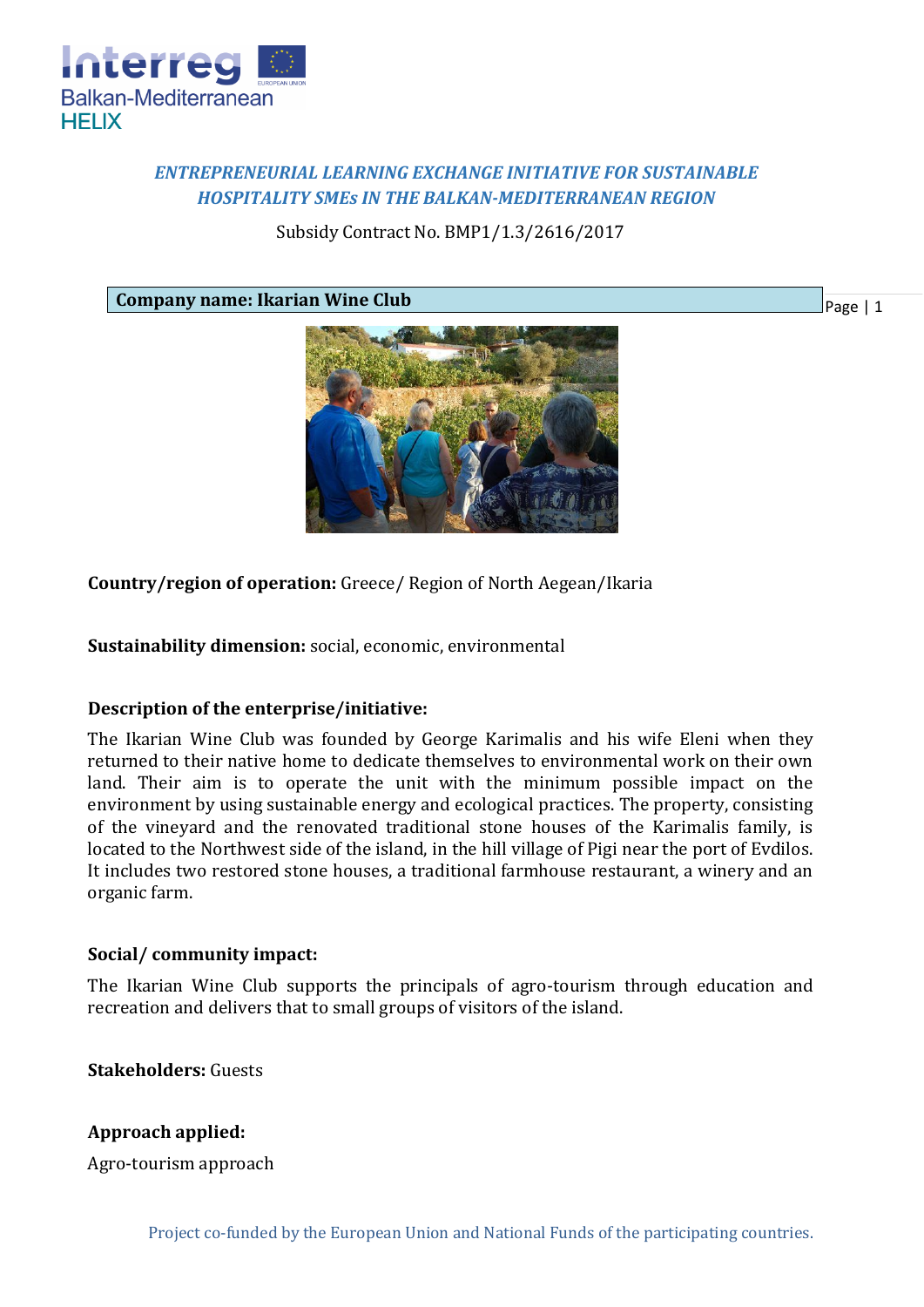*ENTREPRENEURIAL LEARNING EXCHANGE INITIATIVE FOR SUSTAINABLE HOSPITALITY SMEs IN THE BALKAN-MEDITERRANEAN REGION*

Subsidy Contract No. BMP1/1.3/2616/2017

## Company name: Ikarian Wine Club

**Country/region of operation:** Greece/ Region of North Aegean/Ikaria

**Sustainability dimension:** social, economic, environmental

**Description of the enterprise/initiative:**

The Ikarian Wine Club was founded by George Karimalis and his wife Eleni when they returned to their native home to dedicate themselves to environmental work on their own land. Their aim is to operate the unit with the minimum possible impact on the environment by using sustainable energy and ecological practices. The property, consisting of the vineyard and the renovated traditional stone houses of the Karimalis family, is located to the Northwest side of the island, in the hill village of Pigi near the port of Evdilos. It includes two restored stone houses, a traditional farmhouse restaurant, a winery and an organic farm.

**Social/ community impact:**

The Ikarian Wine Club supports the principals of agro-tourism through education and recreation and delivers that to small groups of visitors of the island.

**Stakeholders:** Guests

**Approach applied:**

Agro-tourism approach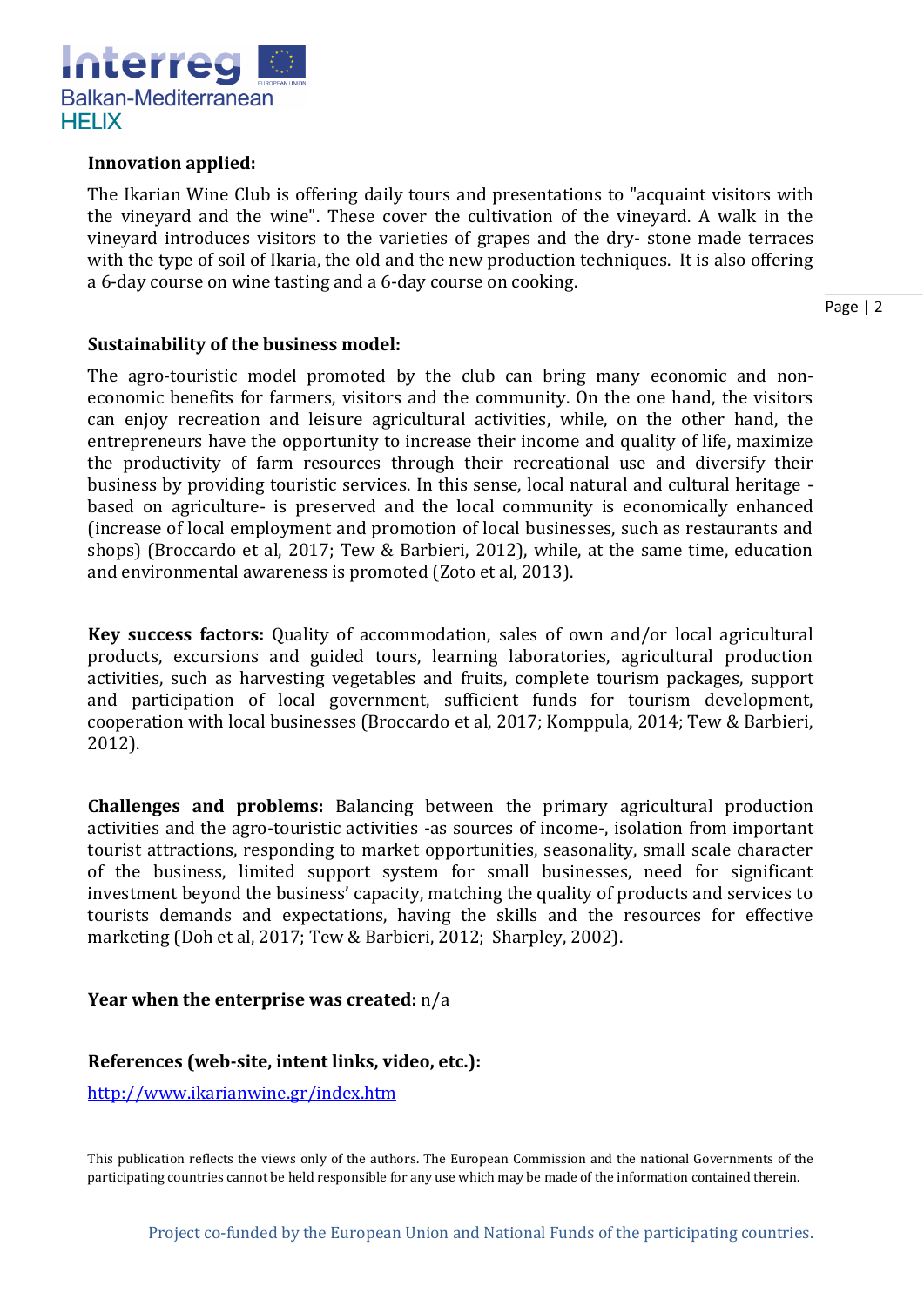**Innovation applied:**

The Ikarian Wine Club is offering daily tours and presentations to "acquaint visitors with the vineyard and the wine". These cover the cultivation of the vineyard. A walk in the vineyard introduces visitors to the varieties of grapes and the dry- stone made terraces with the type of soil of Ikaria, the old and the new production techniques. It is also offering a 6-day course on wine tasting and a 6-day course on cooking.

**Sustainability of the business model:**

The agro-touristic model promoted by the club can bring many economic and non-economic benefits for farmers, visitors and the community. On the one hand, the visitors can enjoy recreation and leisure agricultural activities, while, on the other hand, the entrepreneurs have the opportunity to increase their income and quality of life, maximize the productivity of farm resources through their recreational use and diversify their business by providing touristic services. In this sense, local natural and cultural heritage -based on agriculture- is preserved and the local community is economically enhanced (increase of local employment and promotion of local businesses, such as restaurants and shops) (Broccardo et al, 2017; Tew & Barbieri, 2012), while, at the same time, education and environmental awareness is promoted (Zoto et al, 2013).

**Key success factors:** Quality of accommodation, sales of own and/or local agricultural products, excursions and guided tours, learning laboratories, agricultural production activities, such as harvesting vegetables and fruits, complete tourism packages, support and participation of local government, sufficient funds for tourism development, cooperation with local businesses (Broccardo et al, 2017; Komppula, 2014; Tew & Barbieri, 2012).

**Challenges and problems:** Balancing between the primary agricultural production activities and the agro-touristic activities -as sources of income-, isolation from important tourist attractions, responding to market opportunities, seasonality, small scale character of the business, limited support system for small businesses, need for significant investment beyond the business' capacity, matching the quality of products and services to tourists demands and expectations, having the skills and the resources for effective marketing (Doh et al, 2017; Tew & Barbieri, 2012; Sharpley, 2002).

**Year when the enterprise was created:** n/a

**References (web-site, intent links, video, etc.):**

[http://www.ikarianwine.gr/index.htm](http://www.ikarianwine.gr/index.htm)

This publication reflects the views only of the authors. The European Commission and the national Governments of the participating countries cannot be held responsible for any use which may be made of the information contained therein.

Project co-funded by the European Union and National Funds of the participating countries.